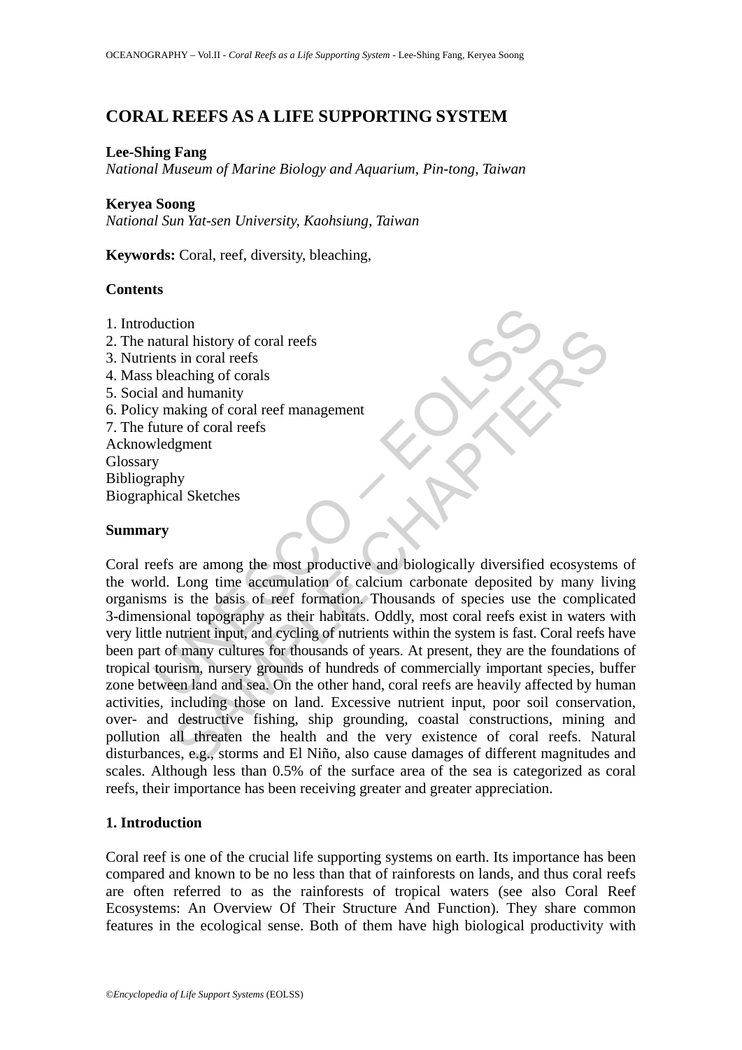# CORAL REEFS AS A LIFE SUPPORTING SYSTEM

**Lee-Shing Fang**
*National Museum of Marine Biology and Aquarium, Pin-tong, Taiwan*

**Keryea Soong**
*National Sun Yat-sen University, Kaohsiung, Taiwan*

**Keywords:** Coral, reef, diversity, bleaching,

## Contents

1. Introduction
2. The natural history of coral reefs
3. Nutrients in coral reefs
4. Mass bleaching of corals
5. Social and humanity
6. Policy making of coral reef management
7. The future of coral reefs

Acknowledgment
Glossary
Bibliography
Biographical Sketches

## Summary

Coral reefs are among the most productive and biologically diversified ecosystems of the world. Long time accumulation of calcium carbonate deposited by many living organisms is the basis of reef formation. Thousands of species use the complicated 3-dimensional topography as their habitats. Oddly, most coral reefs exist in waters with very little nutrient input, and cycling of nutrients within the system is fast. Coral reefs have been part of many cultures for thousands of years. At present, they are the foundations of tropical tourism, nursery grounds of hundreds of commercially important species, buffer zone between land and sea. On the other hand, coral reefs are heavily affected by human activities, including those on land. Excessive nutrient input, poor soil conservation, over- and destructive fishing, ship grounding, coastal constructions, mining and pollution all threaten the health and the very existence of coral reefs. Natural disturbances, e.g., storms and El Niño, also cause damages of different magnitudes and scales. Although less than 0.5% of the surface area of the sea is categorized as coral reefs, their importance has been receiving greater and greater appreciation.

## 1. Introduction

Coral reef is one of the crucial life supporting systems on earth. Its importance has been compared and known to be no less than that of rainforests on lands, and thus coral reefs are often referred to as the rainforests of tropical waters (see also Coral Reef Ecosystems: An Overview Of Their Structure And Function). They share common features in the ecological sense. Both of them have high biological productivity with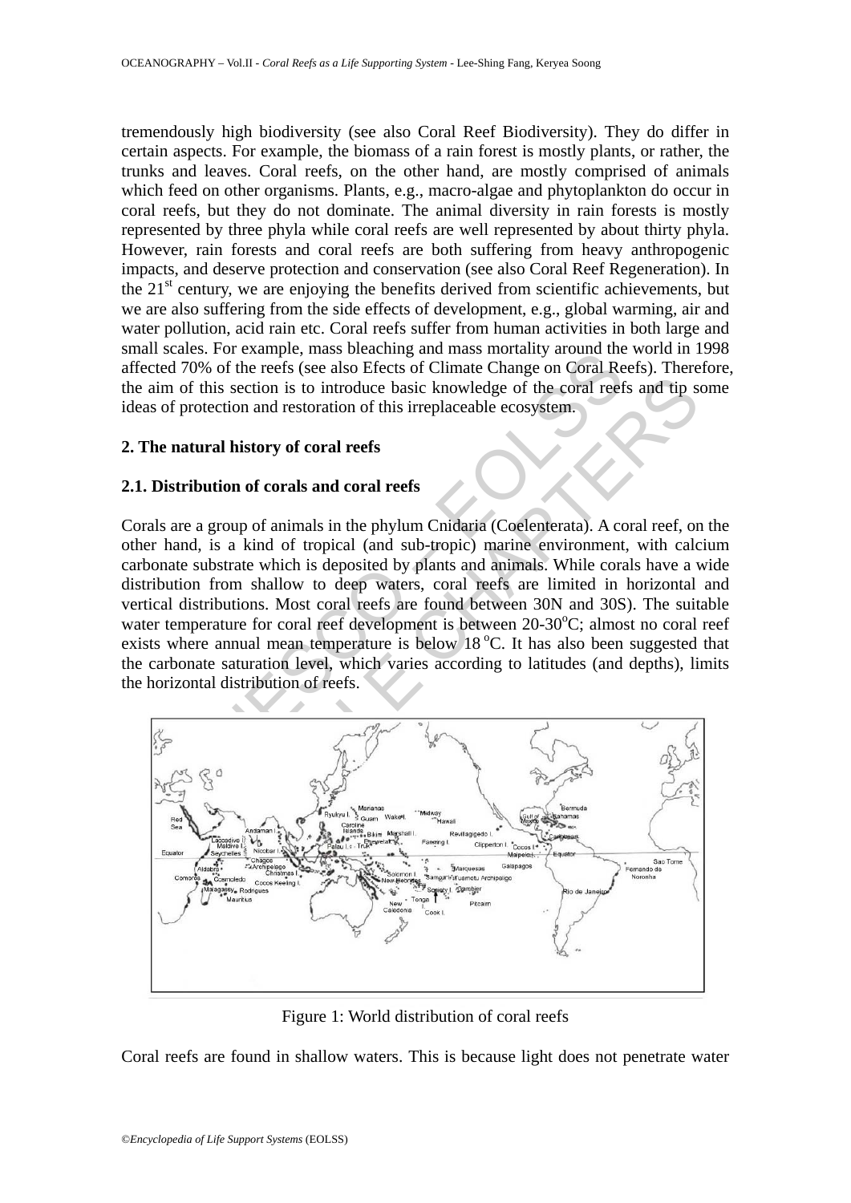tremendously high biodiversity (see also Coral Reef Biodiversity). They do differ in certain aspects. For example, the biomass of a rain forest is mostly plants, or rather, the trunks and leaves. Coral reefs, on the other hand, are mostly comprised of animals which feed on other organisms. Plants, e.g., macro-algae and phytoplankton do occur in coral reefs, but they do not dominate. The animal diversity in rain forests is mostly represented by three phyla while coral reefs are well represented by about thirty phyla. However, rain forests and coral reefs are both suffering from heavy anthropogenic impacts, and deserve protection and conservation (see also Coral Reef Regeneration). In the 21st century, we are enjoying the benefits derived from scientific achievements, but we are also suffering from the side effects of development, e.g., global warming, air and water pollution, acid rain etc. Coral reefs suffer from human activities in both large and small scales. For example, mass bleaching and mass mortality around the world in 1998 affected 70% of the reefs (see also Efects of Climate Change on Coral Reefs). Therefore, the aim of this section is to introduce basic knowledge of the coral reefs and tip some ideas of protection and restoration of this irreplaceable ecosystem.

## 2. The natural history of coral reefs

### 2.1. Distribution of corals and coral reefs

Corals are a group of animals in the phylum Cnidaria (Coelenterata). A coral reef, on the other hand, is a kind of tropical (and sub-tropic) marine environment, with calcium carbonate substrate which is deposited by plants and animals. While corals have a wide distribution from shallow to deep waters, coral reefs are limited in horizontal and vertical distributions. Most coral reefs are found between 30N and 30S). The suitable water temperature for coral reef development is between 20-30°C; almost no coral reef exists where annual mean temperature is below 18 °C. It has also been suggested that the carbonate saturation level, which varies according to latitudes (and depths), limits the horizontal distribution of reefs.

Figure 1: World distribution of coral reefs

Coral reefs are found in shallow waters. This is because light does not penetrate water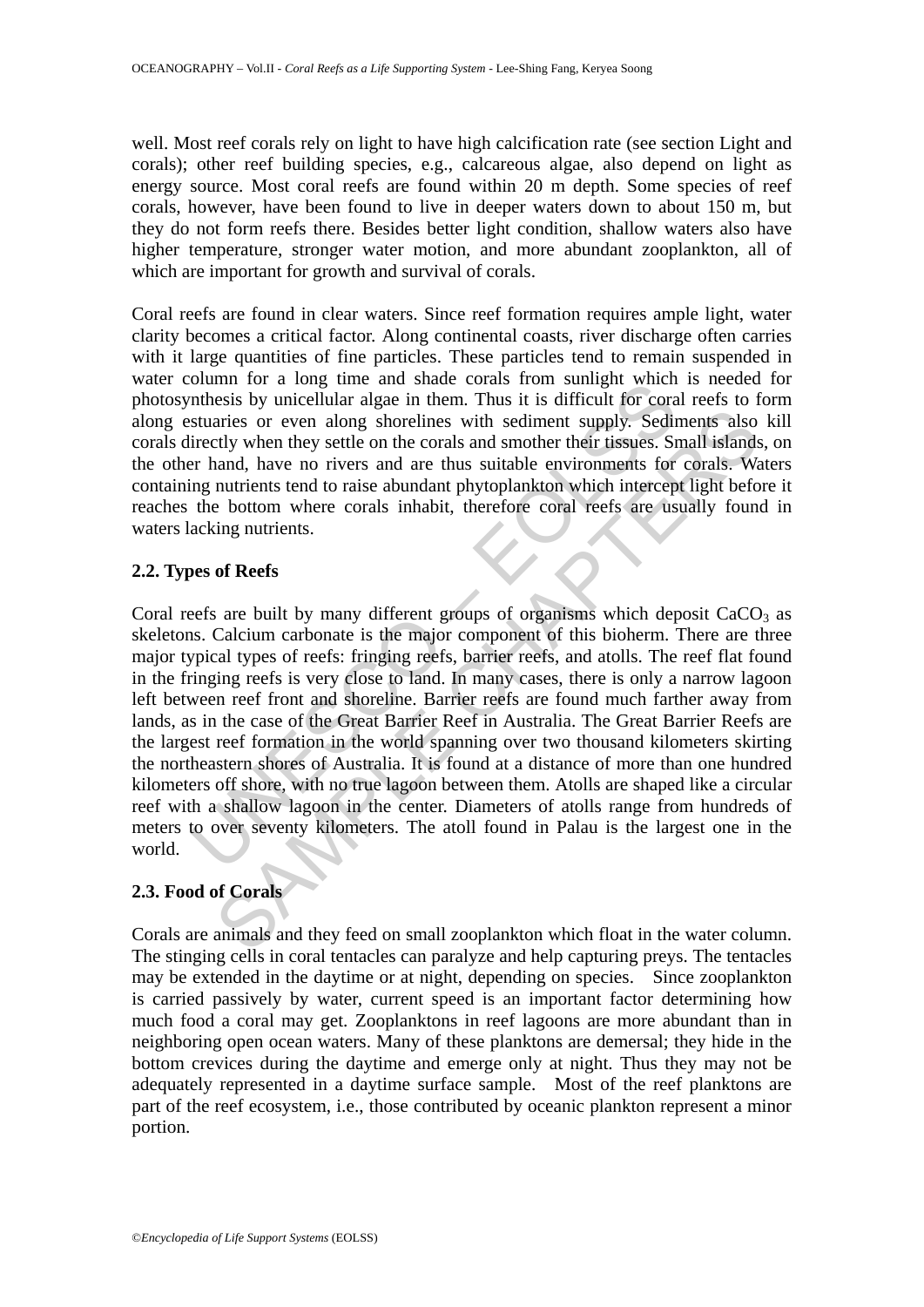well. Most reef corals rely on light to have high calcification rate (see section Light and corals); other reef building species, e.g., calcareous algae, also depend on light as energy source. Most coral reefs are found within 20 m depth. Some species of reef corals, however, have been found to live in deeper waters down to about 150 m, but they do not form reefs there. Besides better light condition, shallow waters also have higher temperature, stronger water motion, and more abundant zooplankton, all of which are important for growth and survival of corals.

Coral reefs are found in clear waters. Since reef formation requires ample light, water clarity becomes a critical factor. Along continental coasts, river discharge often carries with it large quantities of fine particles. These particles tend to remain suspended in water column for a long time and shade corals from sunlight which is needed for photosynthesis by unicellular algae in them. Thus it is difficult for coral reefs to form along estuaries or even along shorelines with sediment supply. Sediments also kill corals directly when they settle on the corals and smother their tissues. Small islands, on the other hand, have no rivers and are thus suitable environments for corals. Waters containing nutrients tend to raise abundant phytoplankton which intercept light before it reaches the bottom where corals inhabit, therefore coral reefs are usually found in waters lacking nutrients.

### 2.2. Types of Reefs

Coral reefs are built by many different groups of organisms which deposit $CaCO_3$ as skeletons. Calcium carbonate is the major component of this bioherm. There are three major typical types of reefs: fringing reefs, barrier reefs, and atolls. The reef flat found in the fringing reefs is very close to land. In many cases, there is only a narrow lagoon left between reef front and shoreline. Barrier reefs are found much farther away from lands, as in the case of the Great Barrier Reef in Australia. The Great Barrier Reefs are the largest reef formation in the world spanning over two thousand kilometers skirting the northeastern shores of Australia. It is found at a distance of more than one hundred kilometers off shore, with no true lagoon between them. Atolls are shaped like a circular reef with a shallow lagoon in the center. Diameters of atolls range from hundreds of meters to over seventy kilometers. The atoll found in Palau is the largest one in the world.

### 2.3. Food of Corals

Corals are animals and they feed on small zooplankton which float in the water column. The stinging cells in coral tentacles can paralyze and help capturing preys. The tentacles may be extended in the daytime or at night, depending on species. Since zooplankton is carried passively by water, current speed is an important factor determining how much food a coral may get. Zooplanktons in reef lagoons are more abundant than in neighboring open ocean waters. Many of these planktons are demersal; they hide in the bottom crevices during the daytime and emerge only at night. Thus they may not be adequately represented in a daytime surface sample. Most of the reef planktons are part of the reef ecosystem, i.e., those contributed by oceanic plankton represent a minor portion.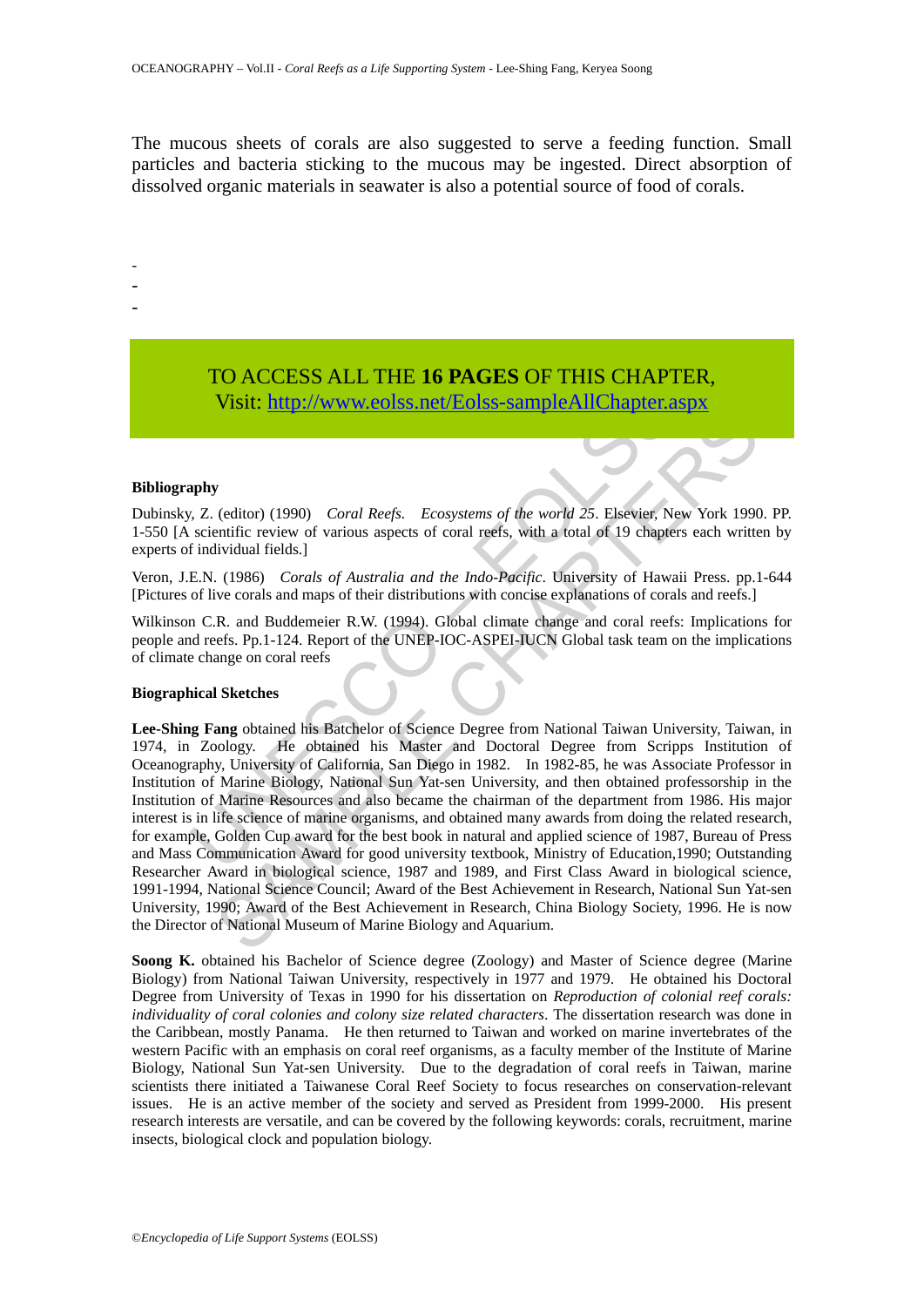The mucous sheets of corals are also suggested to serve a feeding function. Small particles and bacteria sticking to the mucous may be ingested. Direct absorption of dissolved organic materials in seawater is also a potential source of food of corals.

-
-
-

TO ACCESS ALL THE **16 PAGES** OF THIS CHAPTER,
Visit: http://www.eolss.net/Eolss-sampleAllChapter.aspx

**Bibliography**

Dubinsky, Z. (editor) (1990) *Coral Reefs. Ecosystems of the world 25*. Elsevier, New York 1990. PP. 1-550 [A scientific review of various aspects of coral reefs, with a total of 19 chapters each written by experts of individual fields.]

Veron, J.E.N. (1986) *Corals of Australia and the Indo-Pacific*. University of Hawaii Press. pp.1-644 [Pictures of live corals and maps of their distributions with concise explanations of corals and reefs.]

Wilkinson C.R. and Buddemeier R.W. (1994). Global climate change and coral reefs: Implications for people and reefs. Pp.1-124. Report of the UNEP-IOC-ASPEI-IUCN Global task team on the implications of climate change on coral reefs

**Biographical Sketches**

**Lee-Shing Fang** obtained his Batchelor of Science Degree from National Taiwan University, Taiwan, in 1974, in Zoology. He obtained his Master and Doctoral Degree from Scripps Institution of Oceanography, University of California, San Diego in 1982. In 1982-85, he was Associate Professor in Institution of Marine Biology, National Sun Yat-sen University, and then obtained professorship in the Institution of Marine Resources and also became the chairman of the department from 1986. His major interest is in life science of marine organisms, and obtained many awards from doing the related research, for example, Golden Cup award for the best book in natural and applied science of 1987, Bureau of Press and Mass Communication Award for good university textbook, Ministry of Education,1990; Outstanding Researcher Award in biological science, 1987 and 1989, and First Class Award in biological science, 1991-1994, National Science Council; Award of the Best Achievement in Research, National Sun Yat-sen University, 1990; Award of the Best Achievement in Research, China Biology Society, 1996. He is now the Director of National Museum of Marine Biology and Aquarium.

**Soong K.** obtained his Bachelor of Science degree (Zoology) and Master of Science degree (Marine Biology) from National Taiwan University, respectively in 1977 and 1979. He obtained his Doctoral Degree from University of Texas in 1990 for his dissertation on *Reproduction of colonial reef corals: individuality of coral colonies and colony size related characters*. The dissertation research was done in the Caribbean, mostly Panama. He then returned to Taiwan and worked on marine invertebrates of the western Pacific with an emphasis on coral reef organisms, as a faculty member of the Institute of Marine Biology, National Sun Yat-sen University. Due to the degradation of coral reefs in Taiwan, marine scientists there initiated a Taiwanese Coral Reef Society to focus researches on conservation-relevant issues. He is an active member of the society and served as President from 1999-2000. His present research interests are versatile, and can be covered by the following keywords: corals, recruitment, marine insects, biological clock and population biology.